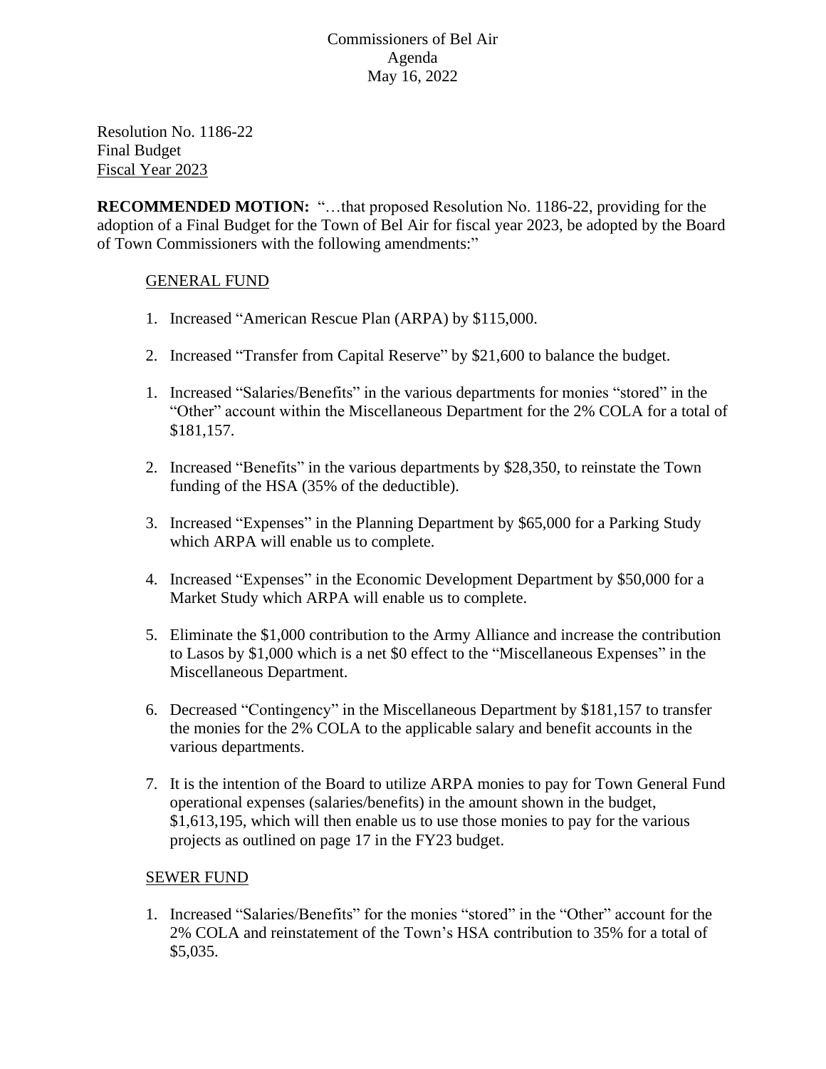Commissioners of Bel Air
Agenda
May 16, 2022

Resolution No. 1186-22
Final Budget
Fiscal Year 2023

**RECOMMENDED MOTION:** "…that proposed Resolution No. 1186-22, providing for the adoption of a Final Budget for the Town of Bel Air for fiscal year 2023, be adopted by the Board of Town Commissioners with the following amendments:"

GENERAL FUND

1. Increased "American Rescue Plan (ARPA) by $115,000.

2. Increased "Transfer from Capital Reserve" by $21,600 to balance the budget.

1. Increased "Salaries/Benefits" in the various departments for monies "stored" in the "Other" account within the Miscellaneous Department for the 2% COLA for a total of $181,157.

2. Increased "Benefits" in the various departments by $28,350, to reinstate the Town funding of the HSA (35% of the deductible).

3. Increased "Expenses" in the Planning Department by $65,000 for a Parking Study which ARPA will enable us to complete.

4. Increased "Expenses" in the Economic Development Department by $50,000 for a Market Study which ARPA will enable us to complete.

5. Eliminate the $1,000 contribution to the Army Alliance and increase the contribution to Lasos by $1,000 which is a net $0 effect to the "Miscellaneous Expenses" in the Miscellaneous Department.

6. Decreased "Contingency" in the Miscellaneous Department by $181,157 to transfer the monies for the 2% COLA to the applicable salary and benefit accounts in the various departments.

7. It is the intention of the Board to utilize ARPA monies to pay for Town General Fund operational expenses (salaries/benefits) in the amount shown in the budget, $1,613,195, which will then enable us to use those monies to pay for the various projects as outlined on page 17 in the FY23 budget.

SEWER FUND

1. Increased "Salaries/Benefits" for the monies "stored" in the "Other" account for the 2% COLA and reinstatement of the Town's HSA contribution to 35% for a total of $5,035.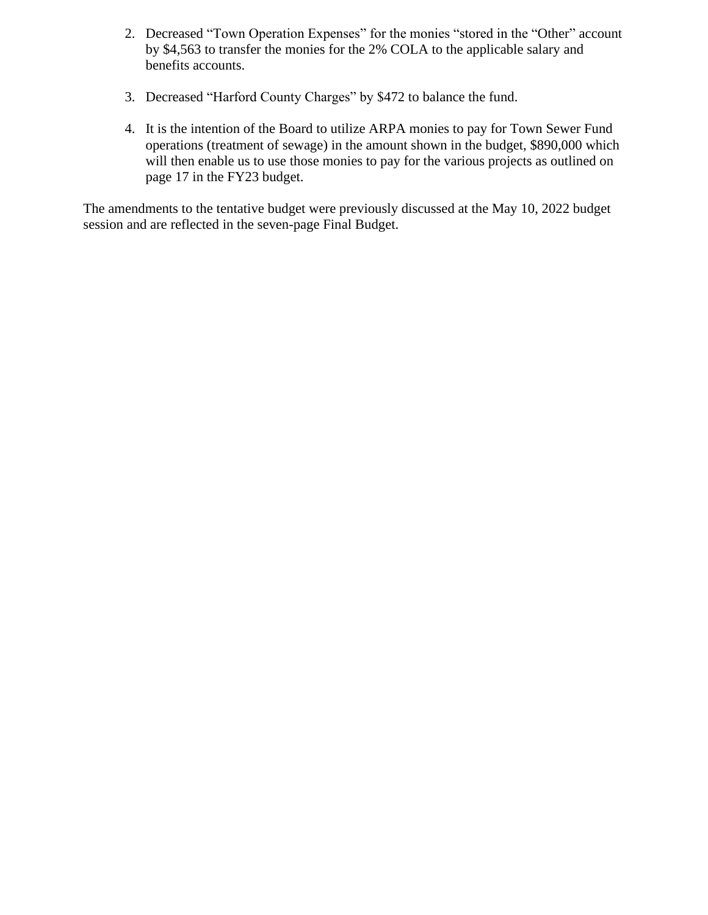2. Decreased "Town Operation Expenses" for the monies "stored in the "Other" account by $4,563 to transfer the monies for the 2% COLA to the applicable salary and benefits accounts.

3. Decreased "Harford County Charges" by $472 to balance the fund.

4. It is the intention of the Board to utilize ARPA monies to pay for Town Sewer Fund operations (treatment of sewage) in the amount shown in the budget, $890,000 which will then enable us to use those monies to pay for the various projects as outlined on page 17 in the FY23 budget.

The amendments to the tentative budget were previously discussed at the May 10, 2022 budget session and are reflected in the seven-page Final Budget.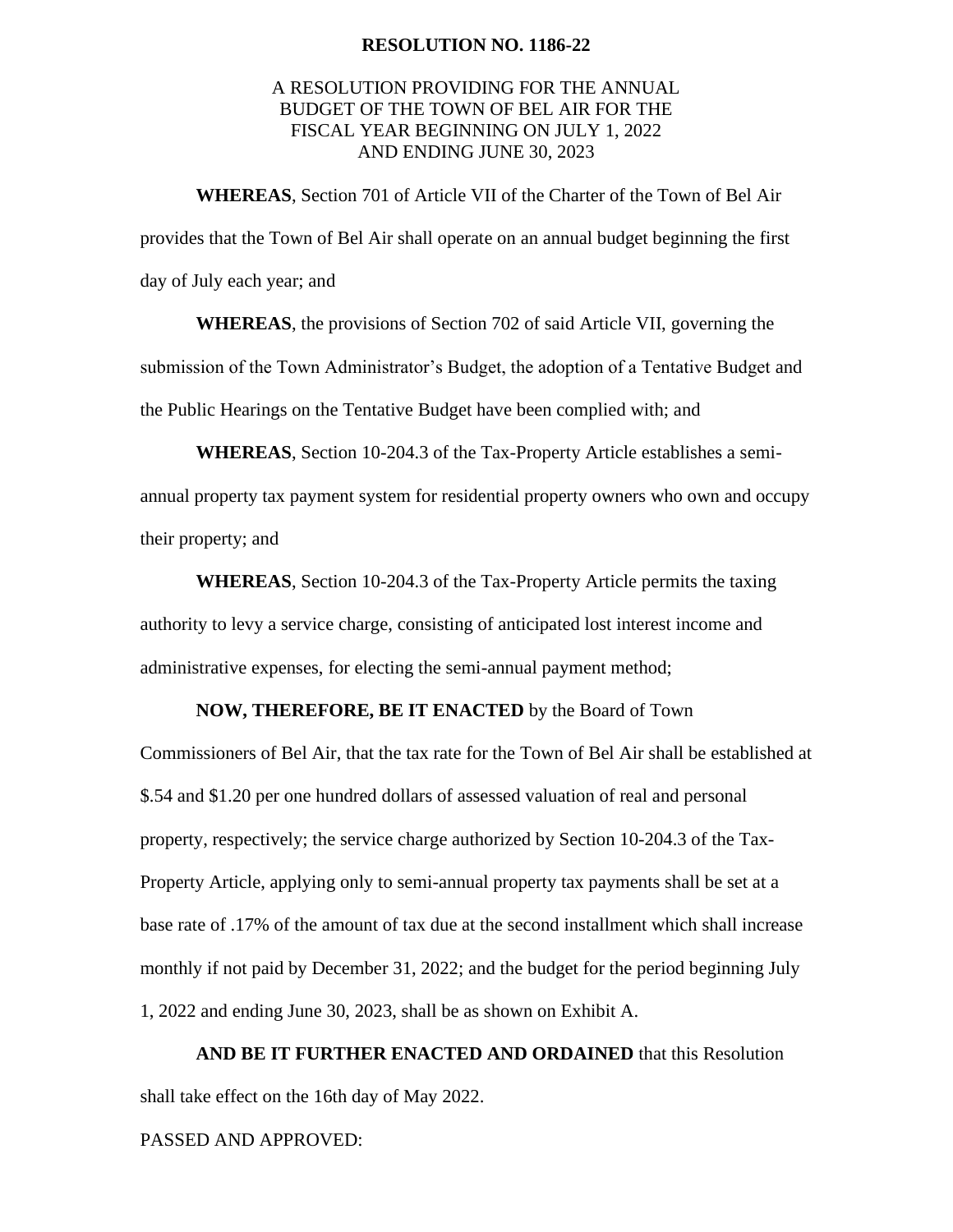**RESOLUTION NO. 1186-22**

A RESOLUTION PROVIDING FOR THE ANNUAL BUDGET OF THE TOWN OF BEL AIR FOR THE FISCAL YEAR BEGINNING ON JULY 1, 2022 AND ENDING JUNE 30, 2023

**WHEREAS**, Section 701 of Article VII of the Charter of the Town of Bel Air provides that the Town of Bel Air shall operate on an annual budget beginning the first day of July each year; and

**WHEREAS**, the provisions of Section 702 of said Article VII, governing the submission of the Town Administrator's Budget, the adoption of a Tentative Budget and the Public Hearings on the Tentative Budget have been complied with; and

**WHEREAS**, Section 10-204.3 of the Tax-Property Article establishes a semi-annual property tax payment system for residential property owners who own and occupy their property; and

**WHEREAS**, Section 10-204.3 of the Tax-Property Article permits the taxing authority to levy a service charge, consisting of anticipated lost interest income and administrative expenses, for electing the semi-annual payment method;

**NOW, THEREFORE, BE IT ENACTED** by the Board of Town Commissioners of Bel Air, that the tax rate for the Town of Bel Air shall be established at $.54 and $1.20 per one hundred dollars of assessed valuation of real and personal property, respectively; the service charge authorized by Section 10-204.3 of the Tax-Property Article, applying only to semi-annual property tax payments shall be set at a base rate of .17% of the amount of tax due at the second installment which shall increase monthly if not paid by December 31, 2022; and the budget for the period beginning July 1, 2022 and ending June 30, 2023, shall be as shown on Exhibit A.

**AND BE IT FURTHER ENACTED AND ORDAINED** that this Resolution shall take effect on the 16th day of May 2022.

PASSED AND APPROVED: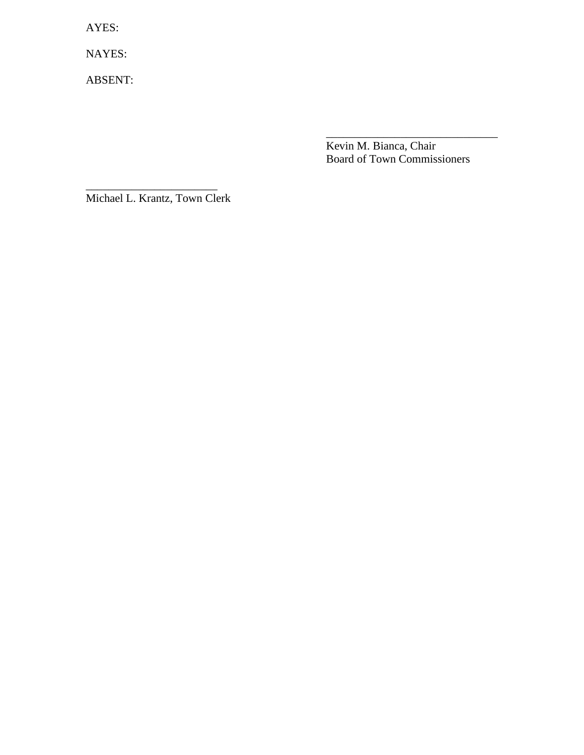AYES:

NAYES:

ABSENT:

_______________________________
Kevin M. Bianca, Chair
Board of Town Commissioners

_______________________
Michael L. Krantz, Town Clerk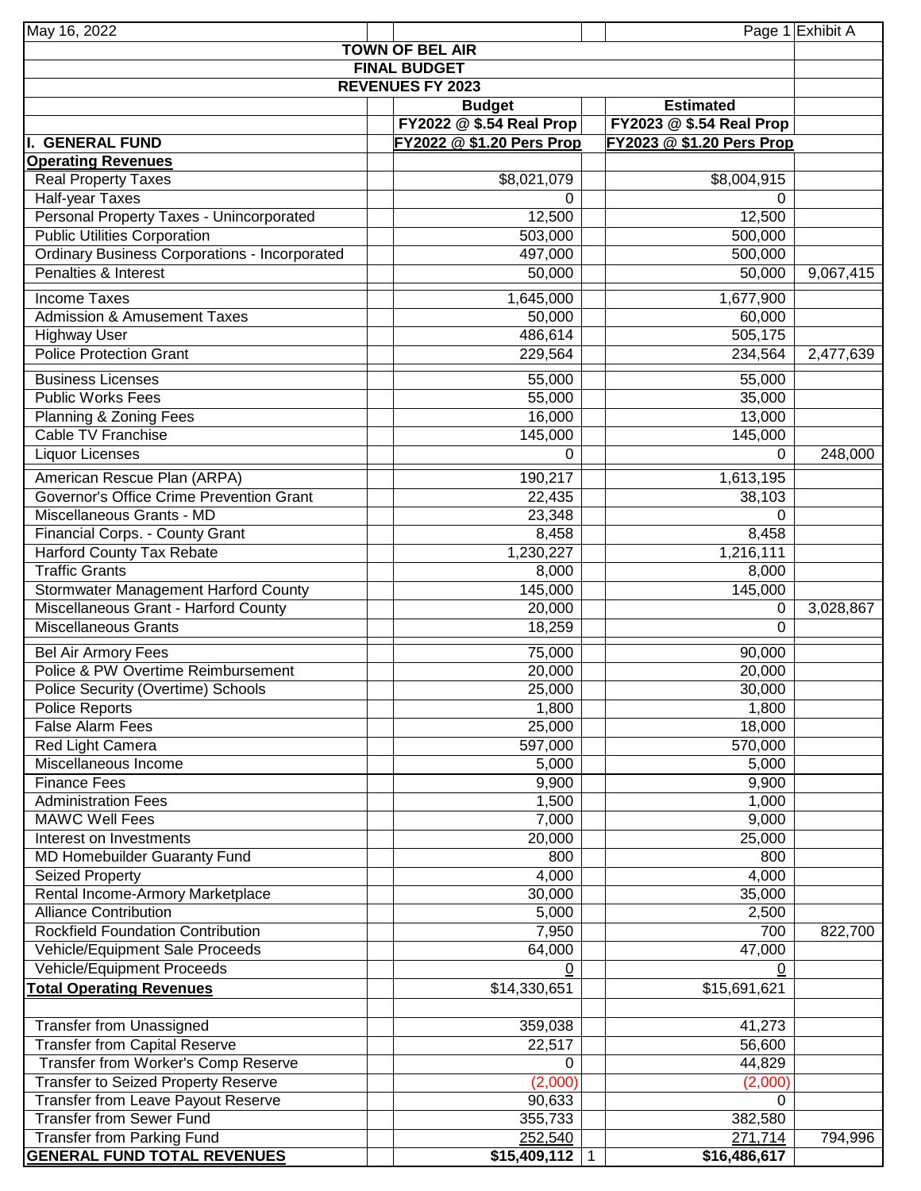May 16, 2022 | Page 1 | Exhibit A

# TOWN OF BEL AIR
## FINAL BUDGET
## REVENUES FY 2023

| I. GENERAL FUND | | Budget FY2022 @ $.54 Real Prop FY2022 @ $1.20 Pers Prop | | Estimated FY2023 @ $.54 Real Prop FY2023 @ $1.20 Pers Prop | |
|---|---|---|---|---|---|
| **Operating Revenues** | | | | | |
| Real Property Taxes | | $8,021,079 | | $8,004,915 | |
| Half-year Taxes | | 0 | | 0 | |
| Personal Property Taxes - Unincorporated | | 12,500 | | 12,500 | |
| Public Utilities Corporation | | 503,000 | | 500,000 | |
| Ordinary Business Corporations - Incorporated | | 497,000 | | 500,000 | |
| Penalties & Interest | | 50,000 | | 50,000 | 9,067,415 |
| Income Taxes | | 1,645,000 | | 1,677,900 | |
| Admission & Amusement Taxes | | 50,000 | | 60,000 | |
| Highway User | | 486,614 | | 505,175 | |
| Police Protection Grant | | 229,564 | | 234,564 | 2,477,639 |
| Business Licenses | | 55,000 | | 55,000 | |
| Public Works Fees | | 55,000 | | 35,000 | |
| Planning & Zoning Fees | | 16,000 | | 13,000 | |
| Cable TV Franchise | | 145,000 | | 145,000 | |
| Liquor Licenses | | 0 | | 0 | 248,000 |
| American Rescue Plan (ARPA) | | 190,217 | | 1,613,195 | |
| Governor's Office Crime Prevention Grant | | 22,435 | | 38,103 | |
| Miscellaneous Grants - MD | | 23,348 | | 0 | |
| Financial Corps. - County Grant | | 8,458 | | 8,458 | |
| Harford County Tax Rebate | | 1,230,227 | | 1,216,111 | |
| Traffic Grants | | 8,000 | | 8,000 | |
| Stormwater Management Harford County | | 145,000 | | 145,000 | |
| Miscellaneous Grant - Harford County | | 20,000 | | 0 | 3,028,867 |
| Miscellaneous Grants | | 18,259 | | 0 | |
| Bel Air Armory Fees | | 75,000 | | 90,000 | |
| Police & PW Overtime Reimbursement | | 20,000 | | 20,000 | |
| Police Security (Overtime) Schools | | 25,000 | | 30,000 | |
| Police Reports | | 1,800 | | 1,800 | |
| False Alarm Fees | | 25,000 | | 18,000 | |
| Red Light Camera | | 597,000 | | 570,000 | |
| Miscellaneous Income | | 5,000 | | 5,000 | |
| Finance Fees | | 9,900 | | 9,900 | |
| Administration Fees | | 1,500 | | 1,000 | |
| MAWC Well Fees | | 7,000 | | 9,000 | |
| Interest on Investments | | 20,000 | | 25,000 | |
| MD Homebuilder Guaranty Fund | | 800 | | 800 | |
| Seized Property | | 4,000 | | 4,000 | |
| Rental Income-Armory Marketplace | | 30,000 | | 35,000 | |
| Alliance Contribution | | 5,000 | | 2,500 | |
| Rockfield Foundation Contribution | | 7,950 | | 700 | 822,700 |
| Vehicle/Equipment Sale Proceeds | | 64,000 | | 47,000 | |
| Vehicle/Equipment Proceeds | | 0 | | 0 | |
| **Total Operating Revenues** | | $14,330,651 | | $15,691,621 | |
| | | | | | |
| Transfer from Unassigned | | 359,038 | | 41,273 | |
| Transfer from Capital Reserve | | 22,517 | | 56,600 | |
| Transfer from Worker's Comp Reserve | | 0 | | 44,829 | |
| Transfer to Seized Property Reserve | | (2,000) | | (2,000) | |
| Transfer from Leave Payout Reserve | | 90,633 | | 0 | |
| Transfer from Sewer Fund | | 355,733 | | 382,580 | |
| Transfer from Parking Fund | | 252,540 | | 271,714 | 794,996 |
| **GENERAL FUND TOTAL REVENUES** | | **$15,409,112** | 1 | **$16,486,617** | |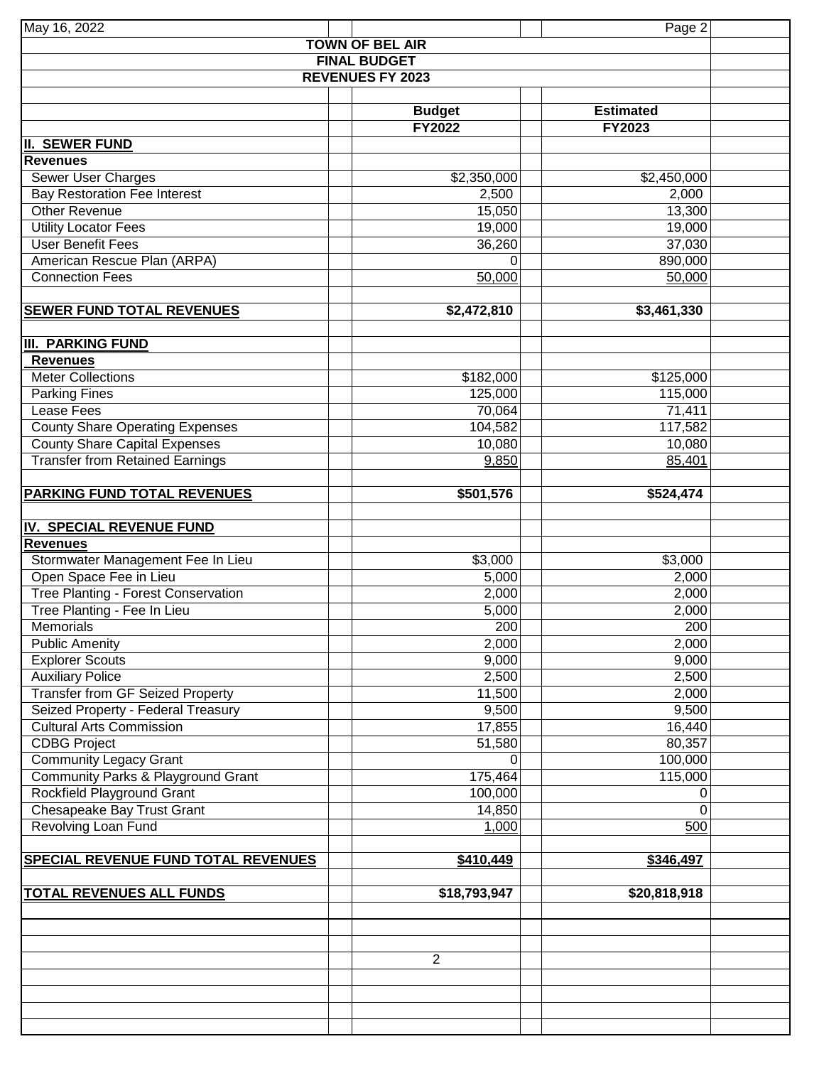## TOWN OF BEL AIR
### FINAL BUDGET
### REVENUES FY 2023

| | Budget FY2022 | Estimated FY2023 |
|---|---|---|
| **II. SEWER FUND** | | |
| **Revenues** | | |
| Sewer User Charges | $2,350,000 | $2,450,000 |
| Bay Restoration Fee Interest | 2,500 | 2,000 |
| Other Revenue | 15,050 | 13,300 |
| Utility Locator Fees | 19,000 | 19,000 |
| User Benefit Fees | 36,260 | 37,030 |
| American Rescue Plan (ARPA) | 0 | 890,000 |
| Connection Fees | 50,000 | 50,000 |
| **SEWER FUND TOTAL REVENUES** | **$2,472,810** | **$3,461,330** |
| **III. PARKING FUND** | | |
| **Revenues** | | |
| Meter Collections | $182,000 | $125,000 |
| Parking Fines | 125,000 | 115,000 |
| Lease Fees | 70,064 | 71,411 |
| County Share Operating Expenses | 104,582 | 117,582 |
| County Share Capital Expenses | 10,080 | 10,080 |
| Transfer from Retained Earnings | 9,850 | 85,401 |
| **PARKING FUND TOTAL REVENUES** | **$501,576** | **$524,474** |
| **IV. SPECIAL REVENUE FUND** | | |
| **Revenues** | | |
| Stormwater Management Fee In Lieu | $3,000 | $3,000 |
| Open Space Fee in Lieu | 5,000 | 2,000 |
| Tree Planting - Forest Conservation | 2,000 | 2,000 |
| Tree Planting - Fee In Lieu | 5,000 | 2,000 |
| Memorials | 200 | 200 |
| Public Amenity | 2,000 | 2,000 |
| Explorer Scouts | 9,000 | 9,000 |
| Auxiliary Police | 2,500 | 2,500 |
| Transfer from GF Seized Property | 11,500 | 2,000 |
| Seized Property - Federal Treasury | 9,500 | 9,500 |
| Cultural Arts Commission | 17,855 | 16,440 |
| CDBG Project | 51,580 | 80,357 |
| Community Legacy Grant | 0 | 100,000 |
| Community Parks & Playground Grant | 175,464 | 115,000 |
| Rockfield Playground Grant | 100,000 | 0 |
| Chesapeake Bay Trust Grant | 14,850 | 0 |
| Revolving Loan Fund | 1,000 | 500 |
| **SPECIAL REVENUE FUND TOTAL REVENUES** | **$410,449** | **$346,497** |
| **TOTAL REVENUES ALL FUNDS** | **$18,793,947** | **$20,818,918** |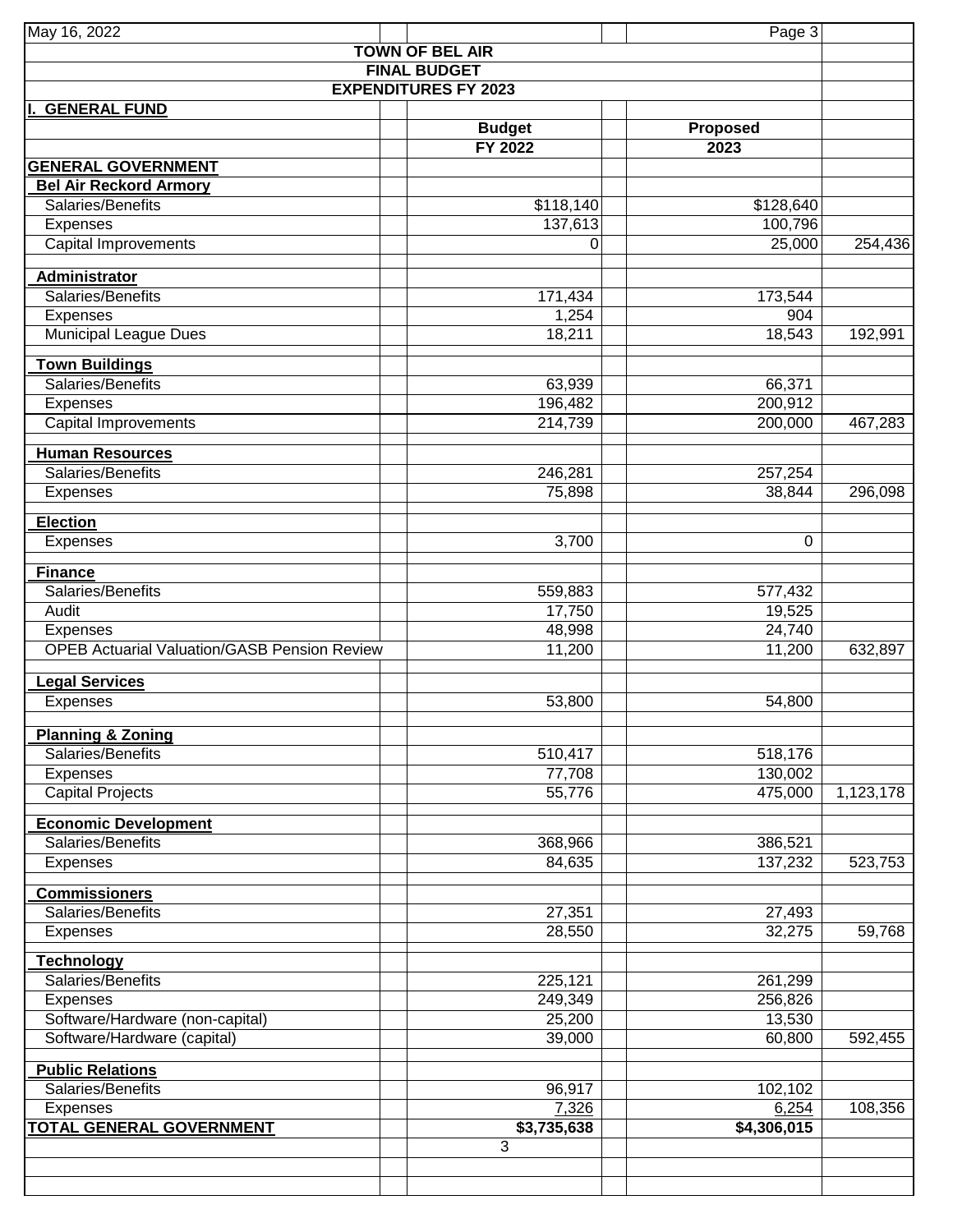May 16, 2022

**TOWN OF BEL AIR**
**FINAL BUDGET**
**EXPENDITURES FY 2023**

**I. GENERAL FUND**

| | Budget FY 2022 | Proposed 2023 | |
|---|---|---|---|
| **GENERAL GOVERNMENT** | | | |
| **Bel Air Reckord Armory** | | | |
| Salaries/Benefits | $118,140 | $128,640 | |
| Expenses | 137,613 | 100,796 | |
| Capital Improvements | 0 | 25,000 | 254,436 |
| **Administrator** | | | |
| Salaries/Benefits | 171,434 | 173,544 | |
| Expenses | 1,254 | 904 | |
| Municipal League Dues | 18,211 | 18,543 | 192,991 |
| **Town Buildings** | | | |
| Salaries/Benefits | 63,939 | 66,371 | |
| Expenses | 196,482 | 200,912 | |
| Capital Improvements | 214,739 | 200,000 | 467,283 |
| **Human Resources** | | | |
| Salaries/Benefits | 246,281 | 257,254 | |
| Expenses | 75,898 | 38,844 | 296,098 |
| **Election** | | | |
| Expenses | 3,700 | 0 | |
| **Finance** | | | |
| Salaries/Benefits | 559,883 | 577,432 | |
| Audit | 17,750 | 19,525 | |
| Expenses | 48,998 | 24,740 | |
| OPEB Actuarial Valuation/GASB Pension Review | 11,200 | 11,200 | 632,897 |
| **Legal Services** | | | |
| Expenses | 53,800 | 54,800 | |
| **Planning & Zoning** | | | |
| Salaries/Benefits | 510,417 | 518,176 | |
| Expenses | 77,708 | 130,002 | |
| Capital Projects | 55,776 | 475,000 | 1,123,178 |
| **Economic Development** | | | |
| Salaries/Benefits | 368,966 | 386,521 | |
| Expenses | 84,635 | 137,232 | 523,753 |
| **Commissioners** | | | |
| Salaries/Benefits | 27,351 | 27,493 | |
| Expenses | 28,550 | 32,275 | 59,768 |
| **Technology** | | | |
| Salaries/Benefits | 225,121 | 261,299 | |
| Expenses | 249,349 | 256,826 | |
| Software/Hardware (non-capital) | 25,200 | 13,530 | |
| Software/Hardware (capital) | 39,000 | 60,800 | 592,455 |
| **Public Relations** | | | |
| Salaries/Benefits | 96,917 | 102,102 | |
| Expenses | 7,326 | 6,254 | 108,356 |
| **TOTAL GENERAL GOVERNMENT** | **$3,735,638** | **$4,306,015** | |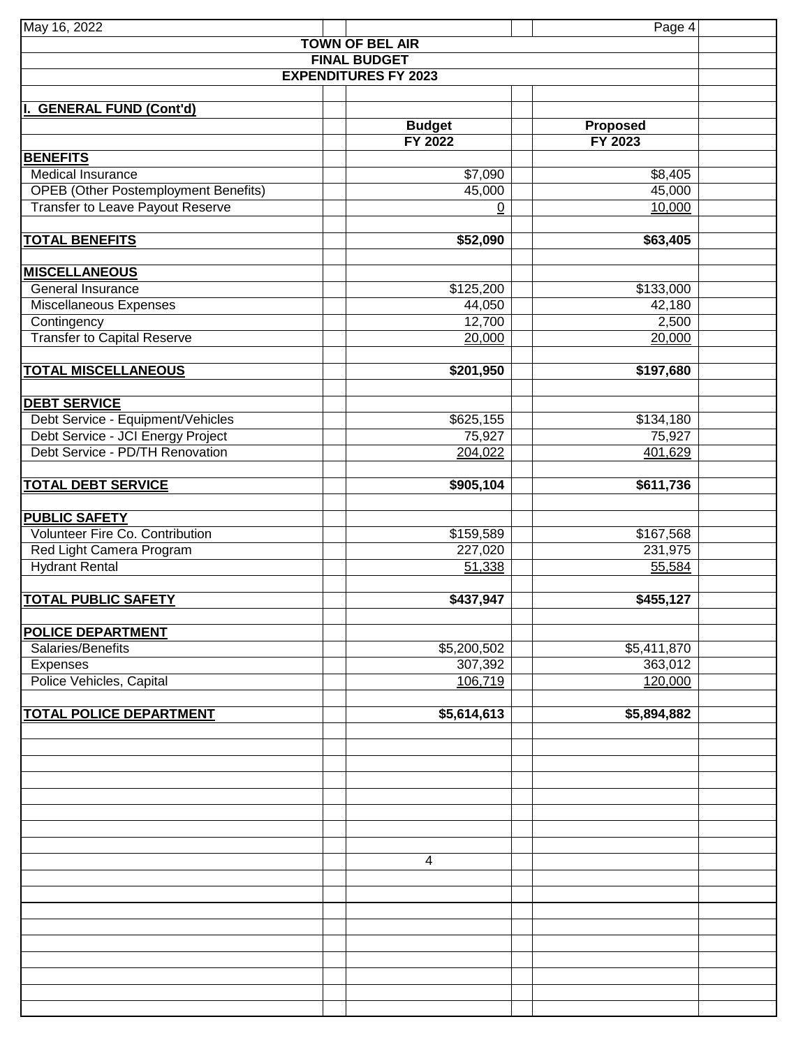# TOWN OF BEL AIR
## FINAL BUDGET
## EXPENDITURES FY 2023

**I. GENERAL FUND (Cont'd)**

| | Budget FY 2022 | Proposed FY 2023 |
|---|---|---|
| **BENEFITS** | | |
| Medical Insurance | $7,090 | $8,405 |
| OPEB (Other Postemployment Benefits) | 45,000 | 45,000 |
| Transfer to Leave Payout Reserve | 0 | 10,000 |
| **TOTAL BENEFITS** | **$52,090** | **$63,405** |
| **MISCELLANEOUS** | | |
| General Insurance | $125,200 | $133,000 |
| Miscellaneous Expenses | 44,050 | 42,180 |
| Contingency | 12,700 | 2,500 |
| Transfer to Capital Reserve | 20,000 | 20,000 |
| **TOTAL MISCELLANEOUS** | **$201,950** | **$197,680** |
| **DEBT SERVICE** | | |
| Debt Service - Equipment/Vehicles | $625,155 | $134,180 |
| Debt Service - JCI Energy Project | 75,927 | 75,927 |
| Debt Service - PD/TH Renovation | 204,022 | 401,629 |
| **TOTAL DEBT SERVICE** | **$905,104** | **$611,736** |
| **PUBLIC SAFETY** | | |
| Volunteer Fire Co. Contribution | $159,589 | $167,568 |
| Red Light Camera Program | 227,020 | 231,975 |
| Hydrant Rental | 51,338 | 55,584 |
| **TOTAL PUBLIC SAFETY** | **$437,947** | **$455,127** |
| **POLICE DEPARTMENT** | | |
| Salaries/Benefits | $5,200,502 | $5,411,870 |
| Expenses | 307,392 | 363,012 |
| Police Vehicles, Capital | 106,719 | 120,000 |
| **TOTAL POLICE DEPARTMENT** | **$5,614,613** | **$5,894,882** |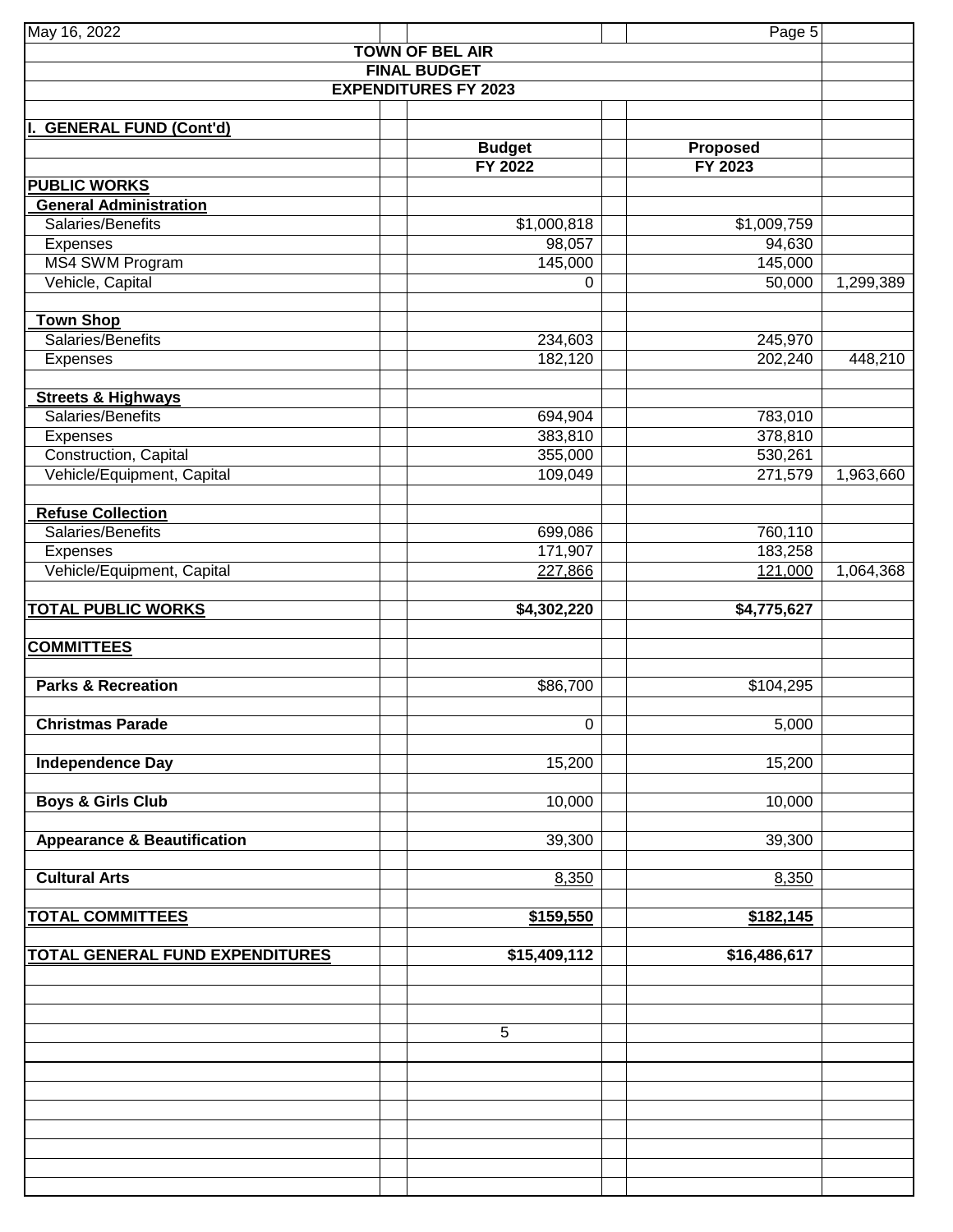## TOWN OF BEL AIR
## FINAL BUDGET
## EXPENDITURES FY 2023

| I. GENERAL FUND (Cont'd) | Budget FY 2022 | Proposed FY 2023 | |
|---|---|---|---|
| **PUBLIC WORKS** | | | |
| **General Administration** | | | |
| Salaries/Benefits | $1,000,818 | $1,009,759 | |
| Expenses | 98,057 | 94,630 | |
| MS4 SWM Program | 145,000 | 145,000 | |
| Vehicle, Capital | 0 | 50,000 | 1,299,389 |
| **Town Shop** | | | |
| Salaries/Benefits | 234,603 | 245,970 | |
| Expenses | 182,120 | 202,240 | 448,210 |
| **Streets & Highways** | | | |
| Salaries/Benefits | 694,904 | 783,010 | |
| Expenses | 383,810 | 378,810 | |
| Construction, Capital | 355,000 | 530,261 | |
| Vehicle/Equipment, Capital | 109,049 | 271,579 | 1,963,660 |
| **Refuse Collection** | | | |
| Salaries/Benefits | 699,086 | 760,110 | |
| Expenses | 171,907 | 183,258 | |
| Vehicle/Equipment, Capital | 227,866 | 121,000 | 1,064,368 |
| **TOTAL PUBLIC WORKS** | **$4,302,220** | **$4,775,627** | |
| **COMMITTEES** | | | |
| **Parks & Recreation** | $86,700 | $104,295 | |
| **Christmas Parade** | 0 | 5,000 | |
| **Independence Day** | 15,200 | 15,200 | |
| **Boys & Girls Club** | 10,000 | 10,000 | |
| **Appearance & Beautification** | 39,300 | 39,300 | |
| **Cultural Arts** | 8,350 | 8,350 | |
| **TOTAL COMMITTEES** | **$159,550** | **$182,145** | |
| **TOTAL GENERAL FUND EXPENDITURES** | **$15,409,112** | **$16,486,617** | |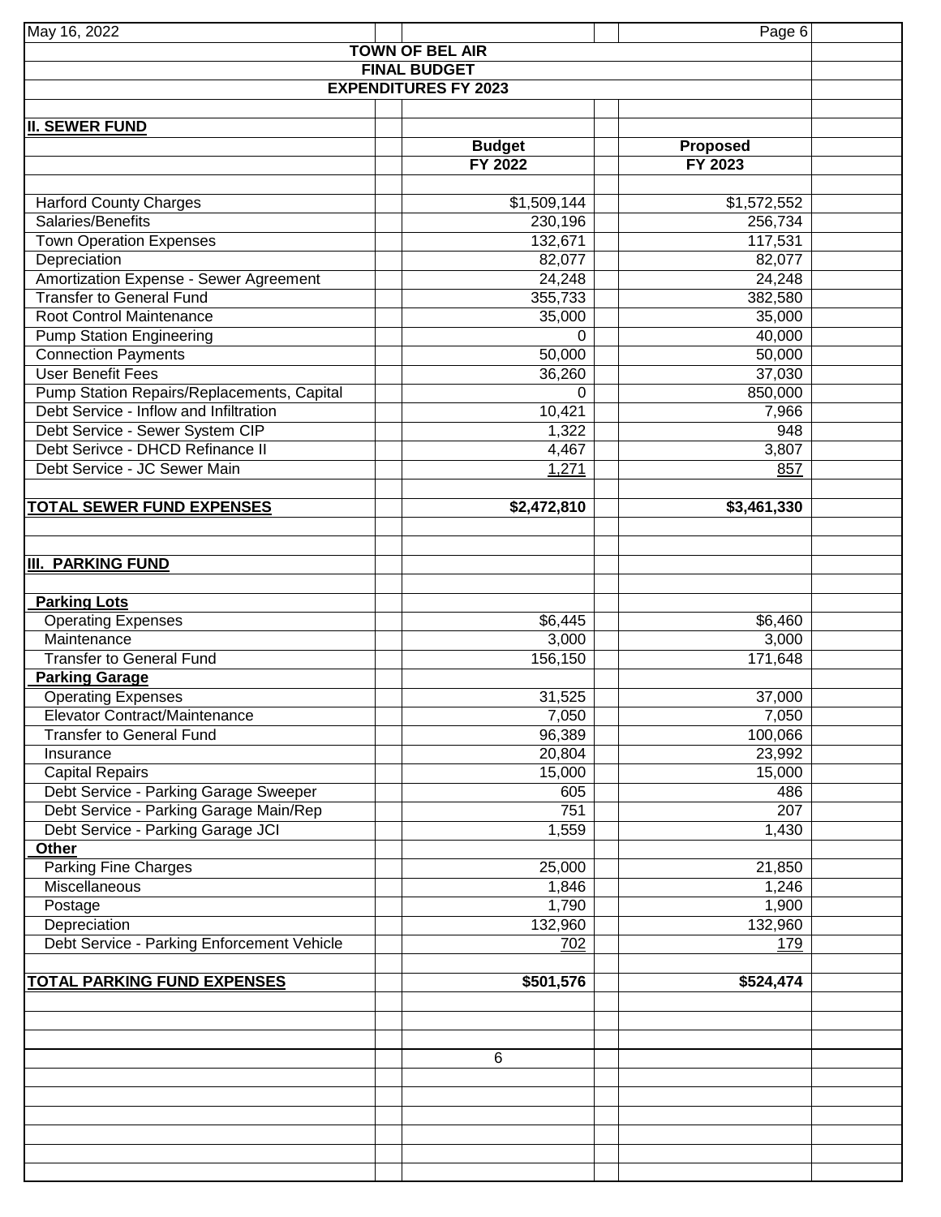## TOWN OF BEL AIR

## FINAL BUDGET

## EXPENDITURES FY 2023

### II. SEWER FUND

| | Budget FY 2022 | Proposed FY 2023 |
|---|---|---|
| Harford County Charges | $1,509,144 | $1,572,552 |
| Salaries/Benefits | 230,196 | 256,734 |
| Town Operation Expenses | 132,671 | 117,531 |
| Depreciation | 82,077 | 82,077 |
| Amortization Expense - Sewer Agreement | 24,248 | 24,248 |
| Transfer to General Fund | 355,733 | 382,580 |
| Root Control Maintenance | 35,000 | 35,000 |
| Pump Station Engineering | 0 | 40,000 |
| Connection Payments | 50,000 | 50,000 |
| User Benefit Fees | 36,260 | 37,030 |
| Pump Station Repairs/Replacements, Capital | 0 | 850,000 |
| Debt Service - Inflow and Infiltration | 10,421 | 7,966 |
| Debt Service - Sewer System CIP | 1,322 | 948 |
| Debt Serivce - DHCD Refinance II | 4,467 | 3,807 |
| Debt Service - JC Sewer Main | 1,271 | 857 |
| **TOTAL SEWER FUND EXPENSES** | **$2,472,810** | **$3,461,330** |

### III. PARKING FUND

| | Budget FY 2022 | Proposed FY 2023 |
|---|---|---|
| **Parking Lots** | | |
| Operating Expenses | $6,445 | $6,460 |
| Maintenance | 3,000 | 3,000 |
| Transfer to General Fund | 156,150 | 171,648 |
| **Parking Garage** | | |
| Operating Expenses | 31,525 | 37,000 |
| Elevator Contract/Maintenance | 7,050 | 7,050 |
| Transfer to General Fund | 96,389 | 100,066 |
| Insurance | 20,804 | 23,992 |
| Capital Repairs | 15,000 | 15,000 |
| Debt Service - Parking Garage Sweeper | 605 | 486 |
| Debt Service - Parking Garage Main/Rep | 751 | 207 |
| Debt Service - Parking Garage JCI | 1,559 | 1,430 |
| **Other** | | |
| Parking Fine Charges | 25,000 | 21,850 |
| Miscellaneous | 1,846 | 1,246 |
| Postage | 1,790 | 1,900 |
| Depreciation | 132,960 | 132,960 |
| Debt Service - Parking Enforcement Vehicle | 702 | 179 |
| **TOTAL PARKING FUND EXPENSES** | **$501,576** | **$524,474** |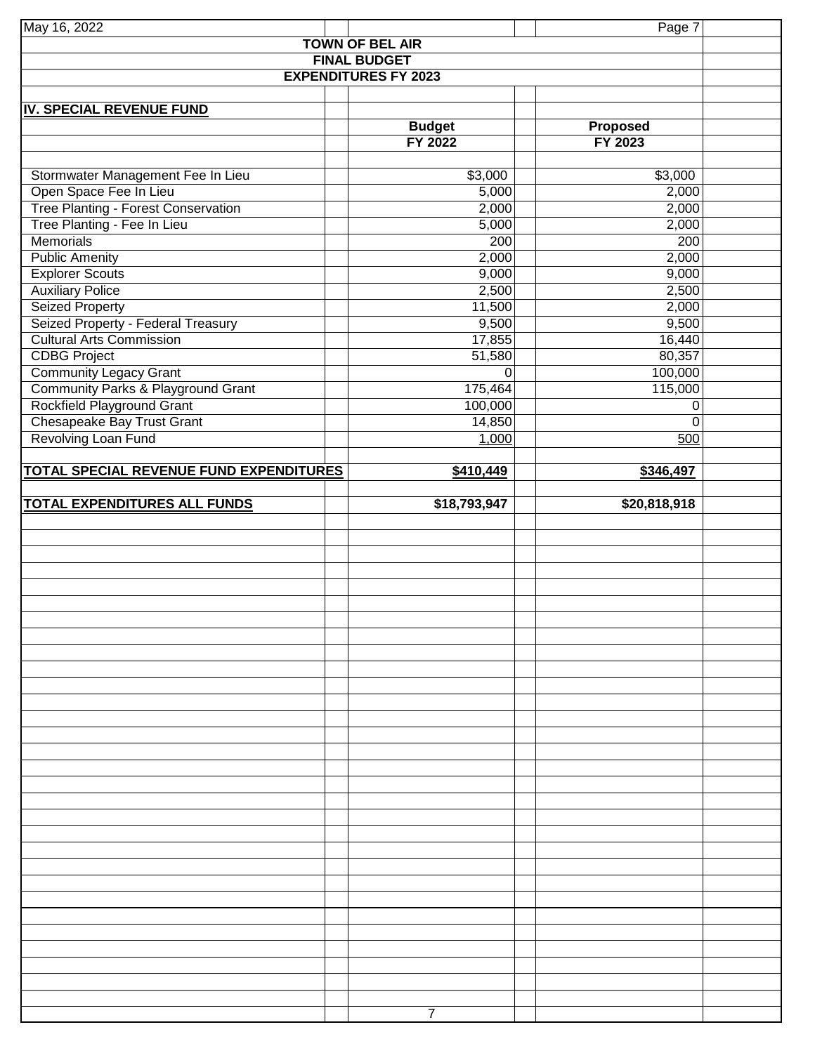# TOWN OF BEL AIR

## FINAL BUDGET

## EXPENDITURES FY 2023

### IV. SPECIAL REVENUE FUND

| | Budget FY 2022 | Proposed FY 2023 |
|---|---|---|
| Stormwater Management Fee In Lieu | $3,000 | $3,000 |
| Open Space Fee In Lieu | 5,000 | 2,000 |
| Tree Planting - Forest Conservation | 2,000 | 2,000 |
| Tree Planting - Fee In Lieu | 5,000 | 2,000 |
| Memorials | 200 | 200 |
| Public Amenity | 2,000 | 2,000 |
| Explorer Scouts | 9,000 | 9,000 |
| Auxiliary Police | 2,500 | 2,500 |
| Seized Property | 11,500 | 2,000 |
| Seized Property - Federal Treasury | 9,500 | 9,500 |
| Cultural Arts Commission | 17,855 | 16,440 |
| CDBG Project | 51,580 | 80,357 |
| Community Legacy Grant | 0 | 100,000 |
| Community Parks & Playground Grant | 175,464 | 115,000 |
| Rockfield Playground Grant | 100,000 | 0 |
| Chesapeake Bay Trust Grant | 14,850 | 0 |
| Revolving Loan Fund | 1,000 | 500 |
| **TOTAL SPECIAL REVENUE FUND EXPENDITURES** | **$410,449** | **$346,497** |
| **TOTAL EXPENDITURES ALL FUNDS** | **$18,793,947** | **$20,818,918** |